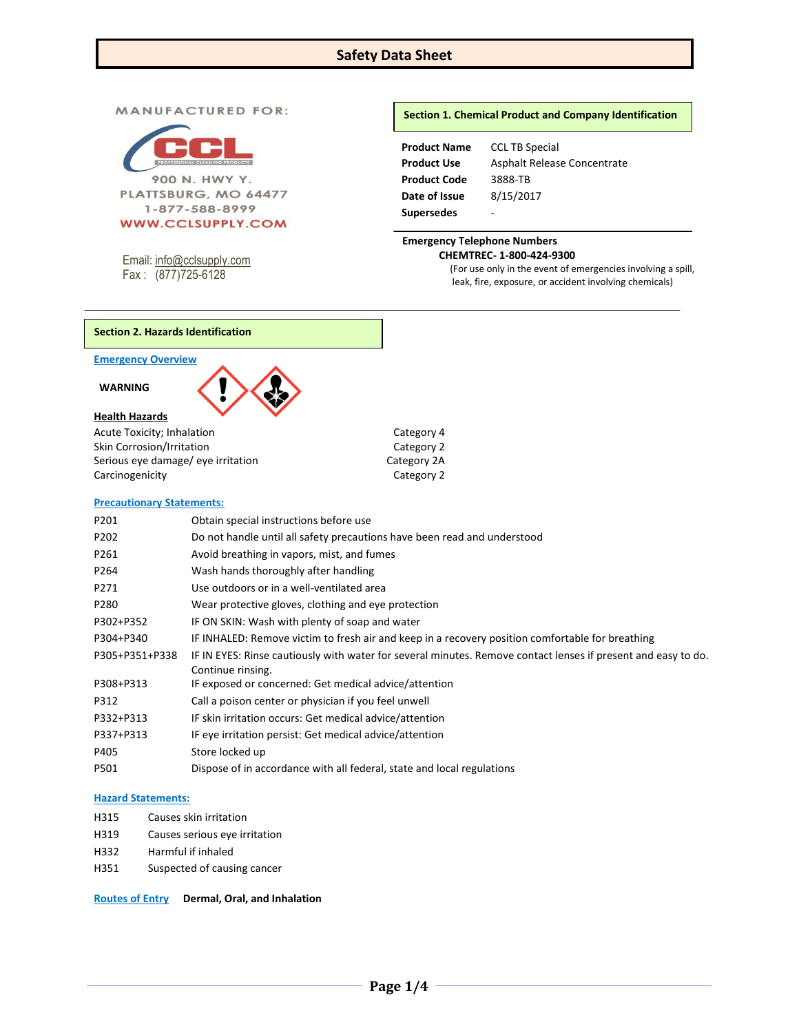# Safety Data Sheet

MANUFACTURED FOR:

CCL PROFESSIONAL CLEANING PRODUCTS

900 N. HWY Y.
PLATTSBURG, MO 64477
1-877-588-8999
WWW.CCLSUPPLY.COM

Email: info@cclsupply.com
Fax : (877)725-6128

## Section 1. Chemical Product and Company Identification

| | |
|---|---|
| **Product Name** | CCL TB Special |
| **Product Use** | Asphalt Release Concentrate |
| **Product Code** | 3888-TB |
| **Date of Issue** | 8/15/2017 |
| **Supersedes** | - |

**Emergency Telephone Numbers**

**CHEMTREC- 1-800-424-9300**

(For use only in the event of emergencies involving a spill, leak, fire, exposure, or accident involving chemicals)

## Section 2. Hazards Identification

**Emergency Overview**

**WARNING**

**Health Hazards**

| | |
|---|---|
| Acute Toxicity; Inhalation | Category 4 |
| Skin Corrosion/Irritation | Category 2 |
| Serious eye damage/ eye irritation | Category 2A |
| Carcinogenicity | Category 2 |

**Precautionary Statements:**

| | |
|---|---|
| P201 | Obtain special instructions before use |
| P202 | Do not handle until all safety precautions have been read and understood |
| P261 | Avoid breathing in vapors, mist, and fumes |
| P264 | Wash hands thoroughly after handling |
| P271 | Use outdoors or in a well-ventilated area |
| P280 | Wear protective gloves, clothing and eye protection |
| P302+P352 | IF ON SKIN: Wash with plenty of soap and water |
| P304+P340 | IF INHALED: Remove victim to fresh air and keep in a recovery position comfortable for breathing |
| P305+P351+P338 | IF IN EYES: Rinse cautiously with water for several minutes. Remove contact lenses if present and easy to do. Continue rinsing. |
| P308+P313 | IF exposed or concerned: Get medical advice/attention |
| P312 | Call a poison center or physician if you feel unwell |
| P332+P313 | IF skin irritation occurs: Get medical advice/attention |
| P337+P313 | IF eye irritation persist: Get medical advice/attention |
| P405 | Store locked up |
| P501 | Dispose of in accordance with all federal, state and local regulations |

**Hazard Statements:**

| | |
|---|---|
| H315 | Causes skin irritation |
| H319 | Causes serious eye irritation |
| H332 | Harmful if inhaled |
| H351 | Suspected of causing cancer |

**Routes of Entry** **Dermal, Oral, and Inhalation**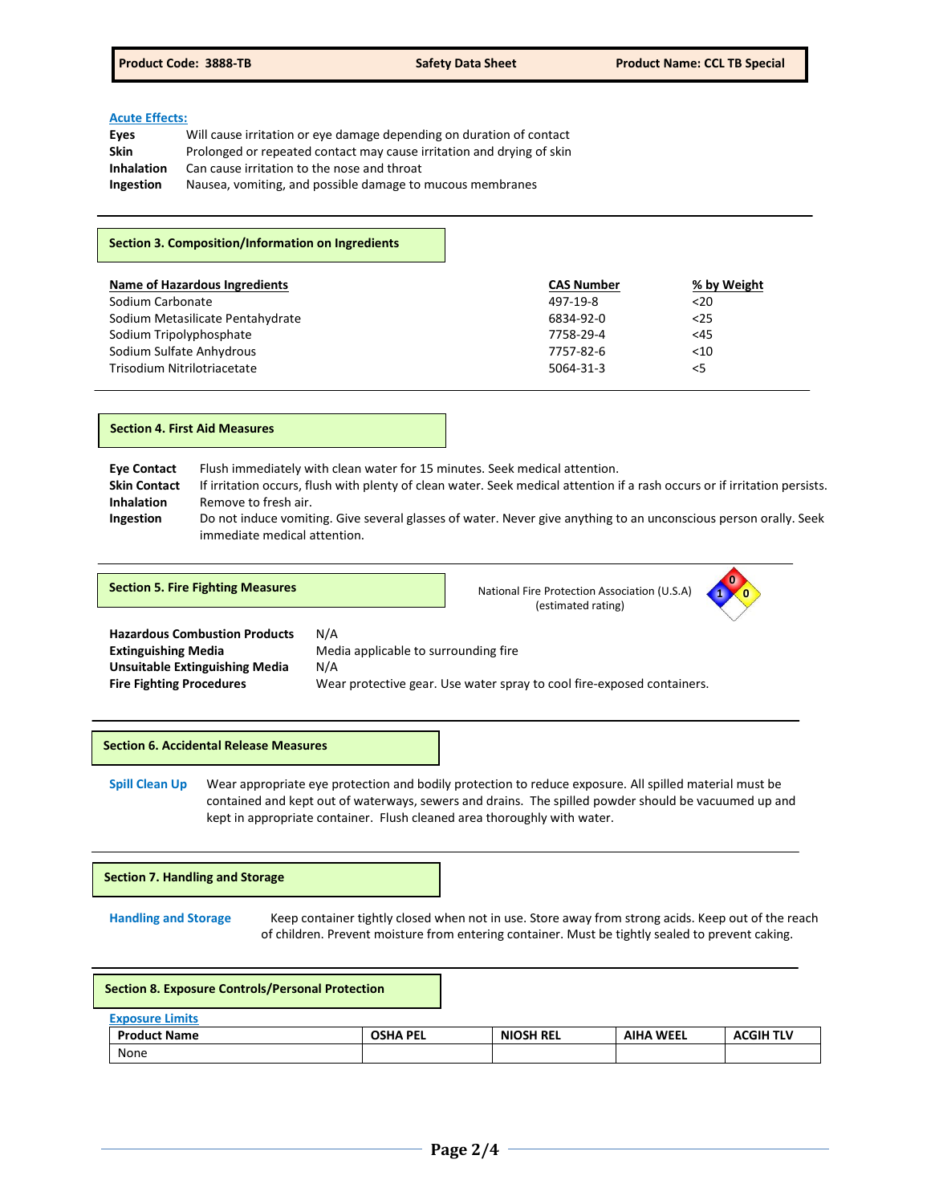**Acute Effects:**

| | |
|---|---|
| **Eyes** | Will cause irritation or eye damage depending on duration of contact |
| **Skin** | Prolonged or repeated contact may cause irritation and drying of skin |
| **Inhalation** | Can cause irritation to the nose and throat |
| **Ingestion** | Nausea, vomiting, and possible damage to mucous membranes |

## Section 3. Composition/Information on Ingredients

| Name of Hazardous Ingredients | CAS Number | % by Weight |
|---|---|---|
| Sodium Carbonate | 497-19-8 | <20 |
| Sodium Metasilicate Pentahydrate | 6834-92-0 | <25 |
| Sodium Tripolyphosphate | 7758-29-4 | <45 |
| Sodium Sulfate Anhydrous | 7757-82-6 | <10 |
| Trisodium Nitrilotriacetate | 5064-31-3 | <5 |

## Section 4. First Aid Measures

| | |
|---|---|
| **Eye Contact** | Flush immediately with clean water for 15 minutes. Seek medical attention. |
| **Skin Contact** | If irritation occurs, flush with plenty of clean water. Seek medical attention if a rash occurs or if irritation persists. |
| **Inhalation** | Remove to fresh air. |
| **Ingestion** | Do not induce vomiting. Give several glasses of water. Never give anything to an unconscious person orally. Seek immediate medical attention. |

## Section 5. Fire Fighting Measures

National Fire Protection Association (U.S.A) (estimated rating)

Health: 1, Flammability: 0, Reactivity: 0

| | |
|---|---|
| **Hazardous Combustion Products** | N/A |
| **Extinguishing Media** | Media applicable to surrounding fire |
| **Unsuitable Extinguishing Media** | N/A |
| **Fire Fighting Procedures** | Wear protective gear. Use water spray to cool fire-exposed containers. |

## Section 6. Accidental Release Measures

**Spill Clean Up** Wear appropriate eye protection and bodily protection to reduce exposure. All spilled material must be contained and kept out of waterways, sewers and drains. The spilled powder should be vacuumed up and kept in appropriate container. Flush cleaned area thoroughly with water.

## Section 7. Handling and Storage

**Handling and Storage** Keep container tightly closed when not in use. Store away from strong acids. Keep out of the reach of children. Prevent moisture from entering container. Must be tightly sealed to prevent caking.

## Section 8. Exposure Controls/Personal Protection

**Exposure Limits**

| Product Name | OSHA PEL | NIOSH REL | AIHA WEEL | ACGIH TLV |
|---|---|---|---|---|
| None | | | | |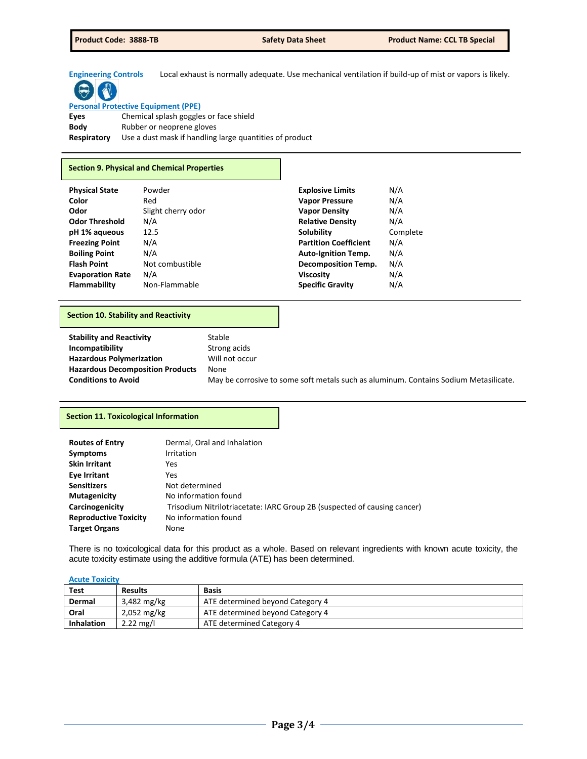**Engineering Controls** Local exhaust is normally adequate. Use mechanical ventilation if build-up of mist or vapors is likely.

**Personal Protective Equipment (PPE)**

| | |
|---|---|
| **Eyes** | Chemical splash goggles or face shield |
| **Body** | Rubber or neoprene gloves |
| **Respiratory** | Use a dust mask if handling large quantities of product |

## Section 9. Physical and Chemical Properties

| | | | |
|---|---|---|---|
| **Physical State** | Powder | **Explosive Limits** | N/A |
| **Color** | Red | **Vapor Pressure** | N/A |
| **Odor** | Slight cherry odor | **Vapor Density** | N/A |
| **Odor Threshold** | N/A | **Relative Density** | N/A |
| **pH 1% aqueous** | 12.5 | **Solubility** | Complete |
| **Freezing Point** | N/A | **Partition Coefficient** | N/A |
| **Boiling Point** | N/A | **Auto-Ignition Temp.** | N/A |
| **Flash Point** | Not combustible | **Decomposition Temp.** | N/A |
| **Evaporation Rate** | N/A | **Viscosity** | N/A |
| **Flammability** | Non-Flammable | **Specific Gravity** | N/A |

## Section 10. Stability and Reactivity

| | |
|---|---|
| **Stability and Reactivity** | Stable |
| **Incompatibility** | Strong acids |
| **Hazardous Polymerization** | Will not occur |
| **Hazardous Decomposition Products** | None |
| **Conditions to Avoid** | May be corrosive to some soft metals such as aluminum. Contains Sodium Metasilicate. |

## Section 11. Toxicological Information

| | |
|---|---|
| **Routes of Entry** | Dermal, Oral and Inhalation |
| **Symptoms** | Irritation |
| **Skin Irritant** | Yes |
| **Eye Irritant** | Yes |
| **Sensitizers** | Not determined |
| **Mutagenicity** | No information found |
| **Carcinogenicity** | Trisodium Nitrilotriacetate: IARC Group 2B (suspected of causing cancer) |
| **Reproductive Toxicity** | No information found |
| **Target Organs** | None |

There is no toxicological data for this product as a whole. Based on relevant ingredients with known acute toxicity, the acute toxicity estimate using the additive formula (ATE) has been determined.

**Acute Toxicity**

| Test | Results | Basis |
|---|---|---|
| **Dermal** | 3,482 mg/kg | ATE determined beyond Category 4 |
| **Oral** | 2,052 mg/kg | ATE determined beyond Category 4 |
| **Inhalation** | 2.22 mg/l | ATE determined Category 4 |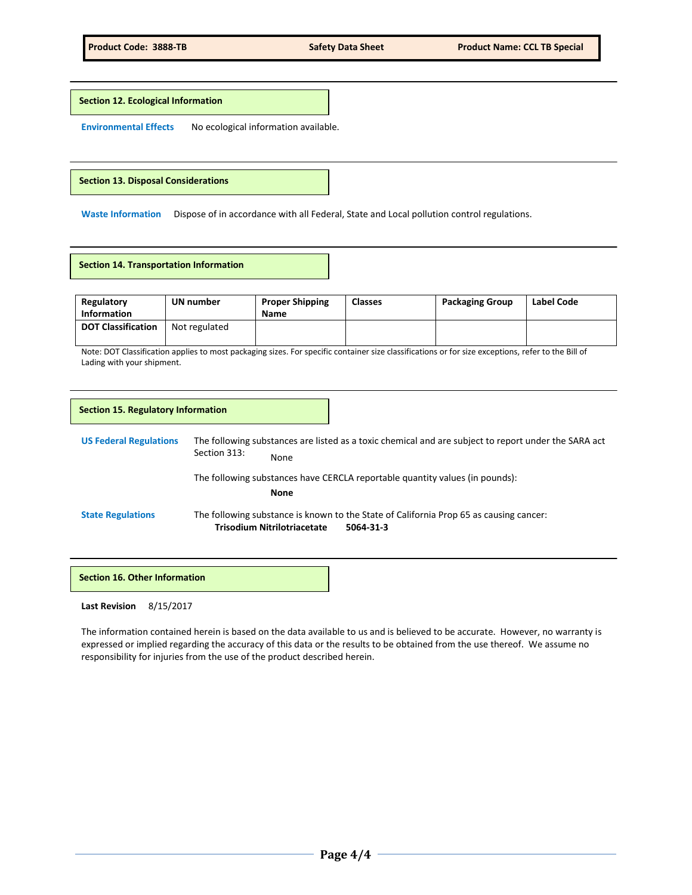## Section 12. Ecological Information

**Environmental Effects** No ecological information available.

## Section 13. Disposal Considerations

**Waste Information** Dispose of in accordance with all Federal, State and Local pollution control regulations.

## Section 14. Transportation Information

| Regulatory Information | UN number | Proper Shipping Name | Classes | Packaging Group | Label Code |
|---|---|---|---|---|---|
| **DOT Classification** | Not regulated | | | | |

Note: DOT Classification applies to most packaging sizes. For specific container size classifications or for size exceptions, refer to the Bill of Lading with your shipment.

## Section 15. Regulatory Information

**US Federal Regulations** The following substances are listed as a toxic chemical and are subject to report under the SARA act Section 313: None

The following substances have CERCLA reportable quantity values (in pounds):

**None**

**State Regulations** The following substance is known to the State of California Prop 65 as causing cancer:

**Trisodium Nitrilotriacetate 5064-31-3**

## Section 16. Other Information

**Last Revision** 8/15/2017

The information contained herein is based on the data available to us and is believed to be accurate. However, no warranty is expressed or implied regarding the accuracy of this data or the results to be obtained from the use thereof. We assume no responsibility for injuries from the use of the product described herein.